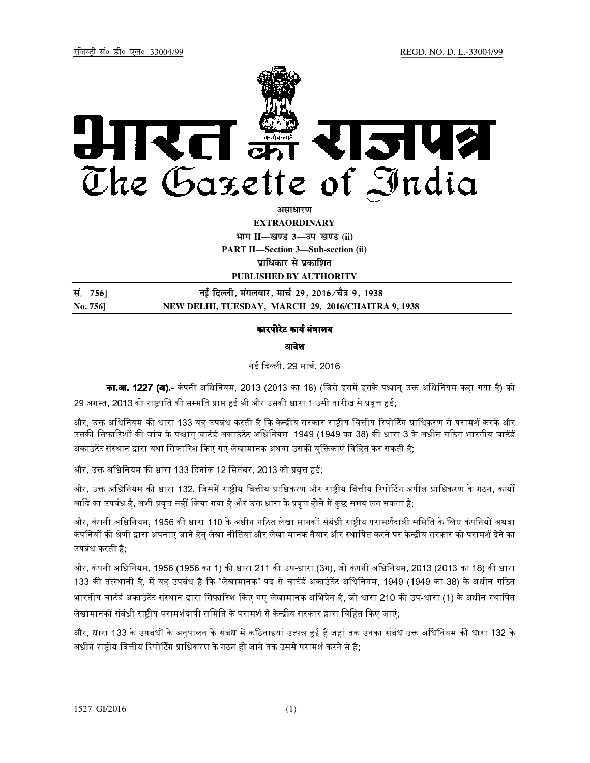रजिस्ट्री सं० डी० एल०-33004/99 REGD. NO. D. L.-33004/99

# भारत का राजपत्र
# The Gazette of India

**असाधारण**

**EXTRAORDINARY**

**भाग II—खण्ड 3—उप-खण्ड (ii)**

**PART II—Section 3—Sub-section (ii)**

**प्राधिकार से प्रकाशित**

**PUBLISHED BY AUTHORITY**

| सं. 756] | नई दिल्ली, मंगलवार, मार्च 29, 2016/चैत्र 9, 1938 |
|---|---|
| No. 756] | NEW DELHI, TUESDAY, MARCH 29, 2016/CHAITRA 9, 1938 |

## कारपोरेट कार्य मंत्रालय

### आदेश

नई दिल्ली, 29 मार्च, 2016

**का.आ. 1227 (अ).-** कंपनी अधिनियम, 2013 (2013 का 18) (जिसे इसमें इसके पश्चात् उक्त अधिनियम कहा गया है) को 29 अगस्त, 2013 को राष्ट्रपति की सम्मति प्राप्त हुई थी और उसकी धारा 1 उसी तारीख से प्रवृत्त हुई;

और, उक्त अधिनियम की धारा 133 यह उपबंध करती है कि केन्द्रीय सरकार राष्ट्रीय वित्तीय रिपोर्टिंग प्राधिकरण से परामर्श करके और उसकी सिफारिशों की जांच के पश्चात् चार्टर्ड अकाउंटेंट अधिनियम, 1949 (1949 का 38) की धारा 3 के अधीन गठित भारतीय चार्टर्ड अकाउंटेंट संस्थान द्वारा यथा सिफारिश किए गए लेखामानक अथवा उसकी युक्तिकाएं विहित कर सकती है;

और, उक्त अधिनियम की धारा 133 दिनांक 12 सितंबर, 2013 को प्रवृत्त हुई;

और, उक्त अधिनियम की धारा 132, जिसमें राष्ट्रीय वित्तीय प्राधिकरण और राष्ट्रीय वित्तीय रिपोर्टिंग अपील प्राधिकरण के गठन, कार्यों आदि का उपबंध है, अभी प्रवृत्त नहीं किया गया है और उक्त धारा के प्रवृत्त होने में कुछ समय लग सकता है;

और, कंपनी अधिनियम, 1956 की धारा 110 के अधीन गठित लेखा मानकों संबंधी राष्ट्रीय परामर्शदात्री समिति के लिए कंपनियों अथवा कंपनियों की श्रेणी द्वारा अपनाए जाने हेतु लेखा नीतियां और लेखा मानक तैयार और स्थापित करने पर केन्द्रीय सरकार को परामर्श देने का उपबंध करती है;

और, कंपनी अधिनियम, 1956 (1956 का 1) की धारा 211 की उप-धारा (3ग), जो कंपनी अधिनियम, 2013 (2013 का 18) की धारा 133 की तत्स्थानी है, में यह उपबंध है कि "लेखामानक" पद से चार्टर्ड अकाउंटेंट अधिनियम, 1949 (1949 का 38) के अधीन गठित भारतीय चार्टर्ड अकाउंटेंट संस्थान द्वारा सिफारिश किए गए लेखामानक अभिप्रेत है, जो धारा 210 की उप-धारा (1) के अधीन स्थापित लेखामानकों संबंधी राष्ट्रीय परामर्शदात्री समिति के परामर्श से केन्द्रीय सरकार द्वारा विहित किए जाएं;

और, धारा 133 के उपबंधों के अनुपालन के संबंध में कठिनाइयां उत्पन्न हुई हैं जहां तक उनका संबंध उक्त अधिनियम की धारा 132 के अधीन राष्ट्रीय वित्तीय रिपोर्टिंग प्राधिकरण के गठन हो जाने तक उससे परामर्श करने से है;

1527 GI/2016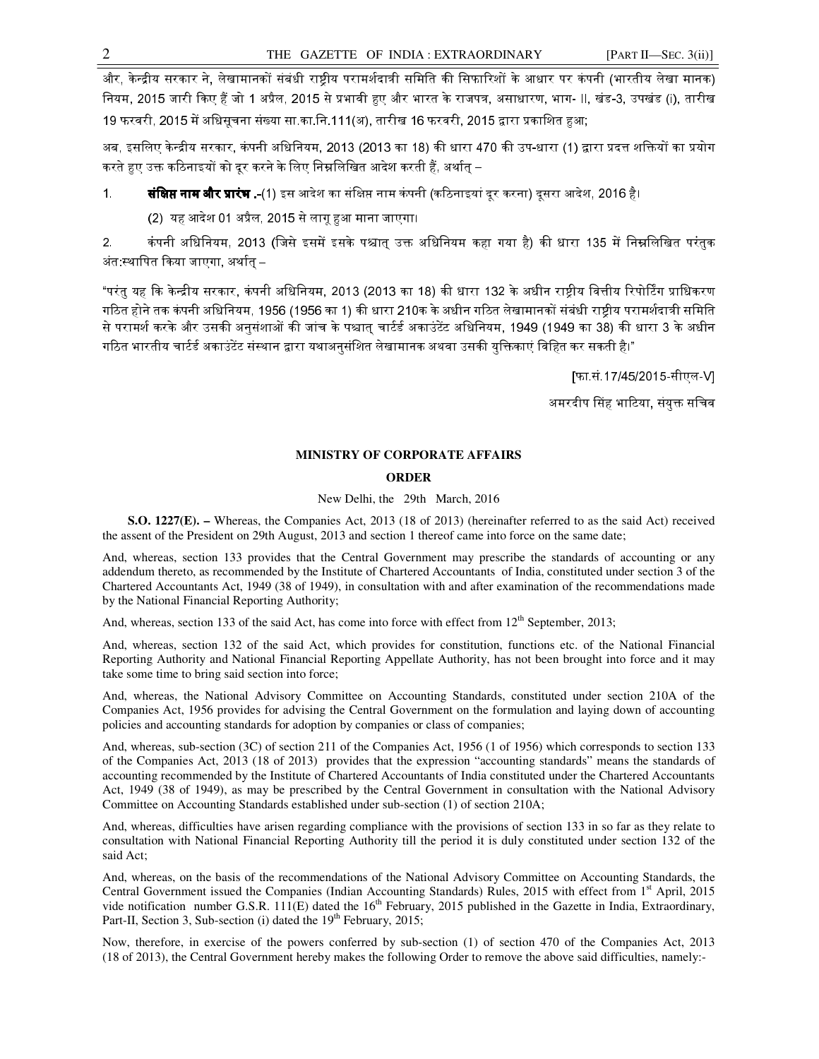और, केन्द्रीय सरकार ने, लेखामानकों संबंधी राष्ट्रीय परामर्शदात्री समिति की सिफारिशों के आधार पर कंपनी (भारतीय लेखा मानक) नियम, 2015 जारी किए हैं जो 1 अप्रैल, 2015 से प्रभावी हुए और भारत के राजपत्र, असाधारण, भाग- II, खंड-3, उपखंड (i), तारीख 19 फरवरी, 2015 में अधिसूचना संख्या सा.का.नि.111(अ), तारीख 16 फरवरी, 2015 द्वारा प्रकाशित हुआ;

अब, इसलिए केन्द्रीय सरकार, कंपनी अधिनियम, 2013 (2013 का 18) की धारा 470 की उप-धारा (1) द्वारा प्रदत्त शक्तियों का प्रयोग करते हुए उक्त कठिनाइयों को दूर करने के लिए निम्नलिखित आदेश करती हैं, अर्थात् –

1. **संक्षिप्त नाम और प्रारंभ .-**(1) इस आदेश का संक्षिप्त नाम कंपनी (कठिनाइयां दूर करना) दूसरा आदेश, 2016 है।

   (2) यह आदेश 01 अप्रैल, 2015 से लागू हुआ माना जाएगा।

2. कंपनी अधिनियम, 2013 (जिसे इसमें इसके पश्चात् उक्त अधिनियम कहा गया है) की धारा 135 में निम्नलिखित परंतुक अंत:स्थापित किया जाएगा, अर्थात् –

"परंतु यह कि केन्द्रीय सरकार, कंपनी अधिनियम, 2013 (2013 का 18) की धारा 132 के अधीन राष्ट्रीय वित्तीय रिपोर्टिंग प्राधिकरण गठित होने तक कंपनी अधिनियम, 1956 (1956 का 1) की धारा 210क के अधीन गठित लेखामानकों संबंधी राष्ट्रीय परामर्शदात्री समिति से परामर्श करके और उसकी अनुसंशाओं की जांच के पश्चात् चार्टर्ड अकाउंटेंट अधिनियम, 1949 (1949 का 38) की धारा 3 के अधीन गठित भारतीय चार्टर्ड अकाउंटेंट संस्थान द्वारा यथाअनुसंशित लेखामानक अथवा उसकी युक्तिकाएं विहित कर सकती है।"

[फा.सं.17/45/2015-सीएल-V]

अमरदीप सिंह भाटिया, संयुक्त सचिव

## MINISTRY OF CORPORATE AFFAIRS

## ORDER

New Delhi, the 29th March, 2016

**S.O. 1227(E). –** Whereas, the Companies Act, 2013 (18 of 2013) (hereinafter referred to as the said Act) received the assent of the President on 29th August, 2013 and section 1 thereof came into force on the same date;

And, whereas, section 133 provides that the Central Government may prescribe the standards of accounting or any addendum thereto, as recommended by the Institute of Chartered Accountants of India, constituted under section 3 of the Chartered Accountants Act, 1949 (38 of 1949), in consultation with and after examination of the recommendations made by the National Financial Reporting Authority;

And, whereas, section 133 of the said Act, has come into force with effect from 12th September, 2013;

And, whereas, section 132 of the said Act, which provides for constitution, functions etc. of the National Financial Reporting Authority and National Financial Reporting Appellate Authority, has not been brought into force and it may take some time to bring said section into force;

And, whereas, the National Advisory Committee on Accounting Standards, constituted under section 210A of the Companies Act, 1956 provides for advising the Central Government on the formulation and laying down of accounting policies and accounting standards for adoption by companies or class of companies;

And, whereas, sub-section (3C) of section 211 of the Companies Act, 1956 (1 of 1956) which corresponds to section 133 of the Companies Act, 2013 (18 of 2013) provides that the expression "accounting standards" means the standards of accounting recommended by the Institute of Chartered Accountants of India constituted under the Chartered Accountants Act, 1949 (38 of 1949), as may be prescribed by the Central Government in consultation with the National Advisory Committee on Accounting Standards established under sub-section (1) of section 210A;

And, whereas, difficulties have arisen regarding compliance with the provisions of section 133 in so far as they relate to consultation with National Financial Reporting Authority till the period it is duly constituted under section 132 of the said Act;

And, whereas, on the basis of the recommendations of the National Advisory Committee on Accounting Standards, the Central Government issued the Companies (Indian Accounting Standards) Rules, 2015 with effect from 1st April, 2015 vide notification number G.S.R. 111(E) dated the 16th February, 2015 published in the Gazette in India, Extraordinary, Part-II, Section 3, Sub-section (i) dated the 19th February, 2015;

Now, therefore, in exercise of the powers conferred by sub-section (1) of section 470 of the Companies Act, 2013 (18 of 2013), the Central Government hereby makes the following Order to remove the above said difficulties, namely:-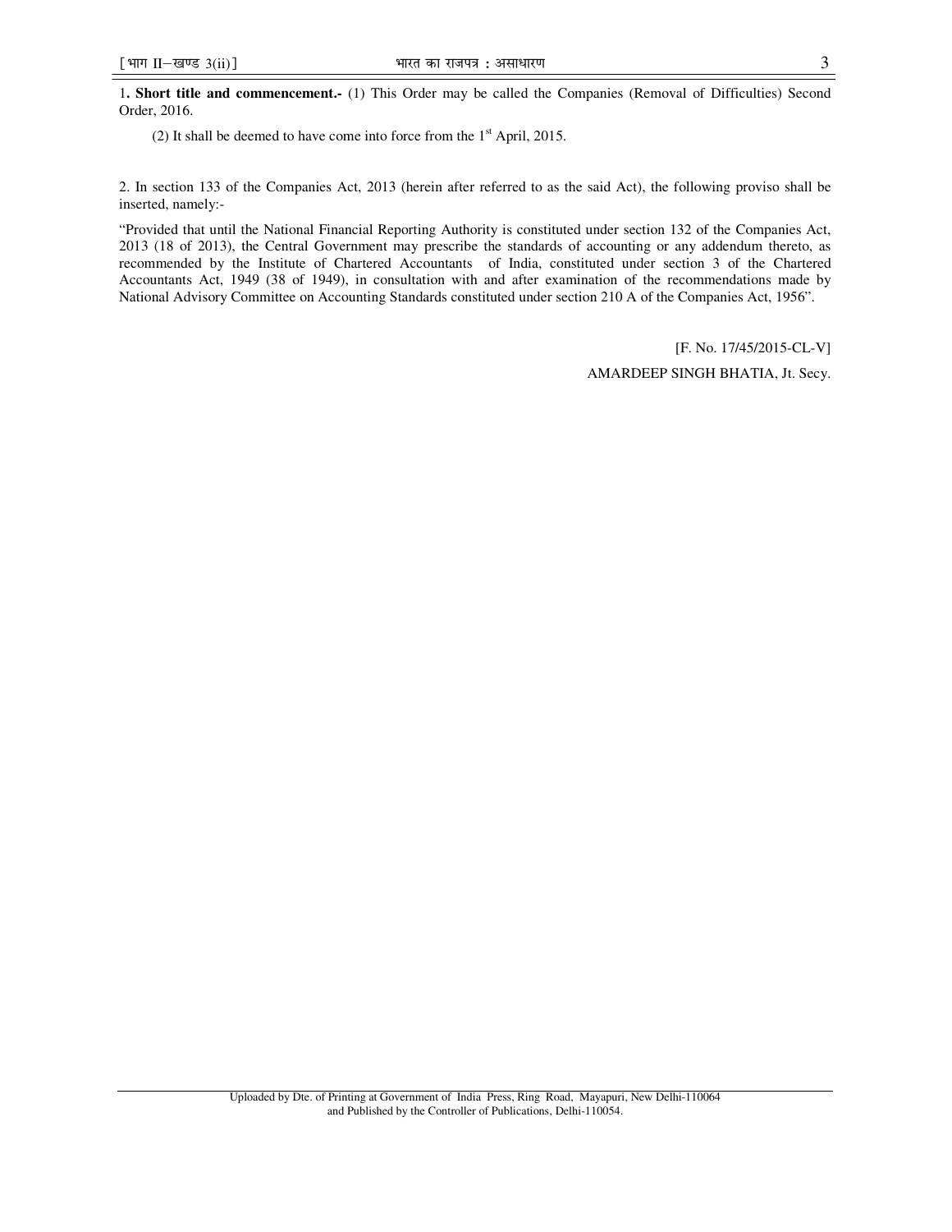1**. Short title and commencement.-** (1) This Order may be called the Companies (Removal of Difficulties) Second Order, 2016.

(2) It shall be deemed to have come into force from the 1st April, 2015.

2. In section 133 of the Companies Act, 2013 (herein after referred to as the said Act), the following proviso shall be inserted, namely:-

"Provided that until the National Financial Reporting Authority is constituted under section 132 of the Companies Act, 2013 (18 of 2013), the Central Government may prescribe the standards of accounting or any addendum thereto, as recommended by the Institute of Chartered Accountants of India, constituted under section 3 of the Chartered Accountants Act, 1949 (38 of 1949), in consultation with and after examination of the recommendations made by National Advisory Committee on Accounting Standards constituted under section 210 A of the Companies Act, 1956".

[F. No. 17/45/2015-CL-V]

AMARDEEP SINGH BHATIA, Jt. Secy.

Uploaded by Dte. of Printing at Government of India Press, Ring Road, Mayapuri, New Delhi-110064 and Published by the Controller of Publications, Delhi-110054.